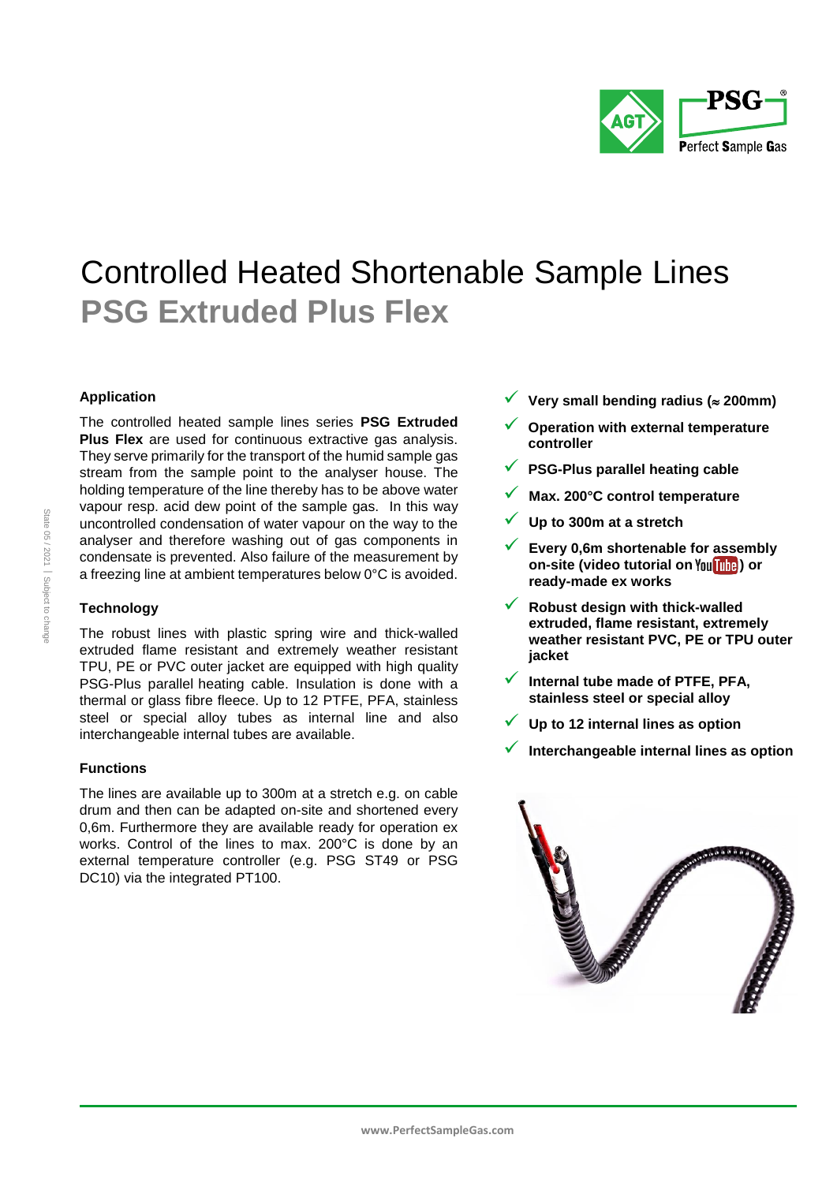# Controlled Heated Shortenable Sample Lines

## PSG Extruded Plus Flex

### Application

The controlled heated sample lines series **PSG Extruded Plus Flex** are used for continuous extractive gas analysis. They serve primarily for the transport of the humid sample gas stream from the sample point to the analyser house. The holding temperature of the line thereby has to be above water vapour resp. acid dew point of the sample gas. In this way uncontrolled condensation of water vapour on the way to the analyser and therefore washing out of gas components in condensate is prevented. Also failure of the measurement by a freezing line at ambient temperatures below 0°C is avoided.

### Technology

The robust lines with plastic spring wire and thick-walled extruded flame resistant and extremely weather resistant TPU, PE or PVC outer jacket are equipped with high quality PSG-Plus parallel heating cable. Insulation is done with a thermal or glass fibre fleece. Up to 12 PTFE, PFA, stainless steel or special alloy tubes as internal line and also interchangeable internal tubes are available.

### Functions

The lines are available up to 300m at a stretch e.g. on cable drum and then can be adapted on-site and shortened every 0,6m. Furthermore they are available ready for operation ex works. Control of the lines to max. 200°C is done by an external temperature controller (e.g. PSG ST49 or PSG DC10) via the integrated PT100.

- ✓ **Very small bending radius (≈ 200mm)**
- ✓ **Operation with external temperature controller**
- ✓ **PSG-Plus parallel heating cable**
- ✓ **Max. 200°C control temperature**
- ✓ **Up to 300m at a stretch**
- ✓ **Every 0,6m shortenable for assembly on-site (video tutorial on YouTube) or ready-made ex works**
- ✓ **Robust design with thick-walled extruded, flame resistant, extremely weather resistant PVC, PE or TPU outer jacket**
- ✓ **Internal tube made of PTFE, PFA, stainless steel or special alloy**
- ✓ **Up to 12 internal lines as option**
- ✓ **Interchangeable internal lines as option**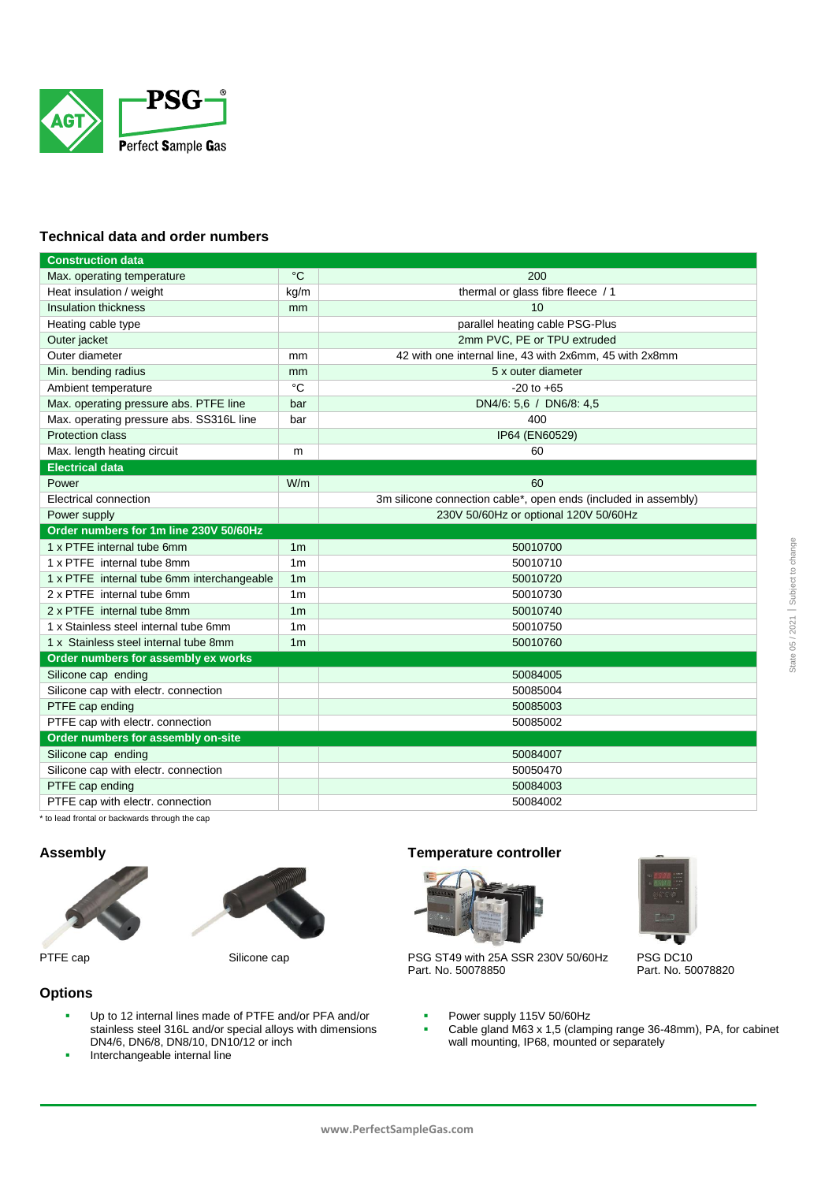## Technical data and order numbers

| | | |
|---|---|---|
| **Construction data** | | |
| Max. operating temperature | °C | 200 |
| Heat insulation / weight | kg/m | thermal or glass fibre fleece / 1 |
| Insulation thickness | mm | 10 |
| Heating cable type | | parallel heating cable PSG-Plus |
| Outer jacket | | 2mm PVC, PE or TPU extruded |
| Outer diameter | mm | 42 with one internal line, 43 with 2x6mm, 45 with 2x8mm |
| Min. bending radius | mm | 5 x outer diameter |
| Ambient temperature | °C | -20 to +65 |
| Max. operating pressure abs. PTFE line | bar | DN4/6: 5,6 / DN6/8: 4,5 |
| Max. operating pressure abs. SS316L line | bar | 400 |
| Protection class | | IP64 (EN60529) |
| Max. length heating circuit | m | 60 |
| **Electrical data** | | |
| Power | W/m | 60 |
| Electrical connection | | 3m silicone connection cable*, open ends (included in assembly) |
| Power supply | | 230V 50/60Hz or optional 120V 50/60Hz |
| **Order numbers for 1m line 230V 50/60Hz** | | |
| 1 x PTFE internal tube 6mm | 1m | 50010700 |
| 1 x PTFE internal tube 8mm | 1m | 50010710 |
| 1 x PTFE internal tube 6mm interchangeable | 1m | 50010720 |
| 2 x PTFE internal tube 6mm | 1m | 50010730 |
| 2 x PTFE internal tube 8mm | 1m | 50010740 |
| 1 x Stainless steel internal tube 6mm | 1m | 50010750 |
| 1 x Stainless steel internal tube 8mm | 1m | 50010760 |
| **Order numbers for assembly ex works** | | |
| Silicone cap ending | | 50084005 |
| Silicone cap with electr. connection | | 50085004 |
| PTFE cap ending | | 50085003 |
| PTFE cap with electr. connection | | 50085002 |
| **Order numbers for assembly on-site** | | |
| Silicone cap ending | | 50084007 |
| Silicone cap with electr. connection | | 50050470 |
| PTFE cap ending | | 50084003 |
| PTFE cap with electr. connection | | 50084002 |

* to lead frontal or backwards through the cap

## Assembly

PTFE cap

Silicone cap

## Temperature controller

PSG ST49 with 25A SSR 230V 50/60Hz
Part. No. 50078850

PSG DC10
Part. No. 50078820

## Options

- Up to 12 internal lines made of PTFE and/or PFA and/or stainless steel 316L and/or special alloys with dimensions DN4/6, DN6/8, DN8/10, DN10/12 or inch
- Interchangeable internal line
- Power supply 115V 50/60Hz
- Cable gland M63 x 1,5 (clamping range 36-48mm), PA, for cabinet wall mounting, IP68, mounted or separately

State 05 / 2021 | Subject to change

www.PerfectSampleGas.com